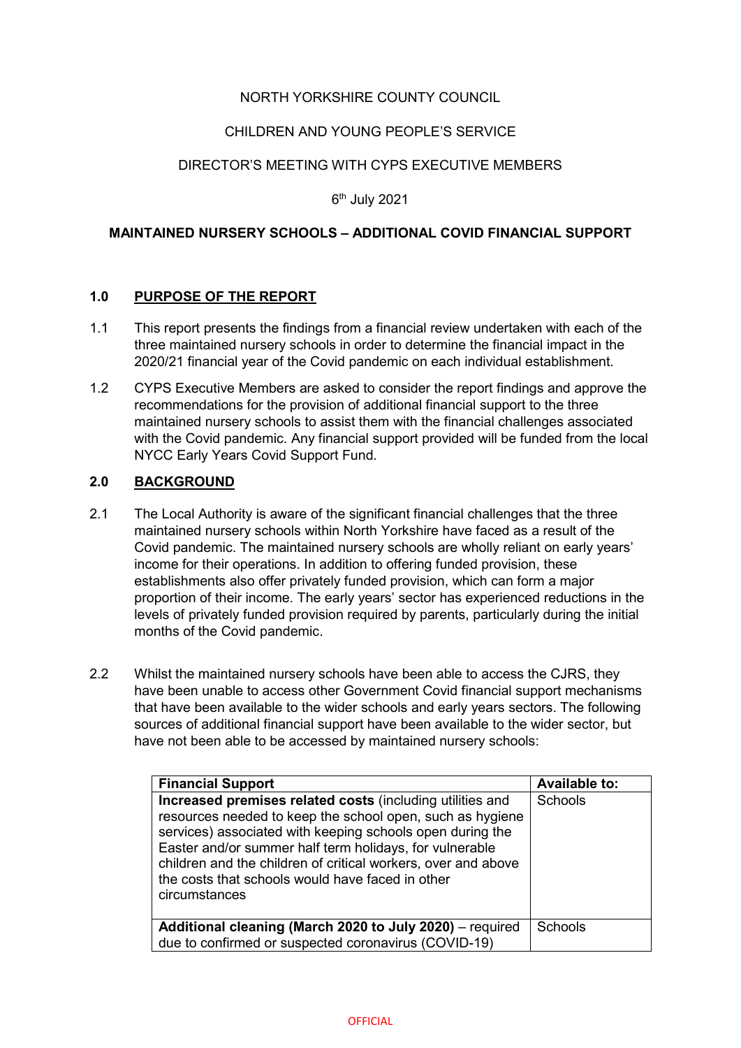NORTH YORKSHIRE COUNTY COUNCIL

CHILDREN AND YOUNG PEOPLE'S SERVICE

DIRECTOR'S MEETING WITH CYPS EXECUTIVE MEMBERS

6th July 2021

**MAINTAINED NURSERY SCHOOLS – ADDITIONAL COVID FINANCIAL SUPPORT**

## 1.0 PURPOSE OF THE REPORT

1.1 This report presents the findings from a financial review undertaken with each of the three maintained nursery schools in order to determine the financial impact in the 2020/21 financial year of the Covid pandemic on each individual establishment.

1.2 CYPS Executive Members are asked to consider the report findings and approve the recommendations for the provision of additional financial support to the three maintained nursery schools to assist them with the financial challenges associated with the Covid pandemic. Any financial support provided will be funded from the local NYCC Early Years Covid Support Fund.

## 2.0 BACKGROUND

2.1 The Local Authority is aware of the significant financial challenges that the three maintained nursery schools within North Yorkshire have faced as a result of the Covid pandemic. The maintained nursery schools are wholly reliant on early years' income for their operations. In addition to offering funded provision, these establishments also offer privately funded provision, which can form a major proportion of their income. The early years' sector has experienced reductions in the levels of privately funded provision required by parents, particularly during the initial months of the Covid pandemic.

2.2 Whilst the maintained nursery schools have been able to access the CJRS, they have been unable to access other Government Covid financial support mechanisms that have been available to the wider schools and early years sectors. The following sources of additional financial support have been available to the wider sector, but have not been able to be accessed by maintained nursery schools:

| Financial Support | Available to: |
|---|---|
| **Increased premises related costs** (including utilities and resources needed to keep the school open, such as hygiene services) associated with keeping schools open during the Easter and/or summer half term holidays, for vulnerable children and the children of critical workers, over and above the costs that schools would have faced in other circumstances | Schools |
| **Additional cleaning (March 2020 to July 2020)** – required due to confirmed or suspected coronavirus (COVID-19) | Schools |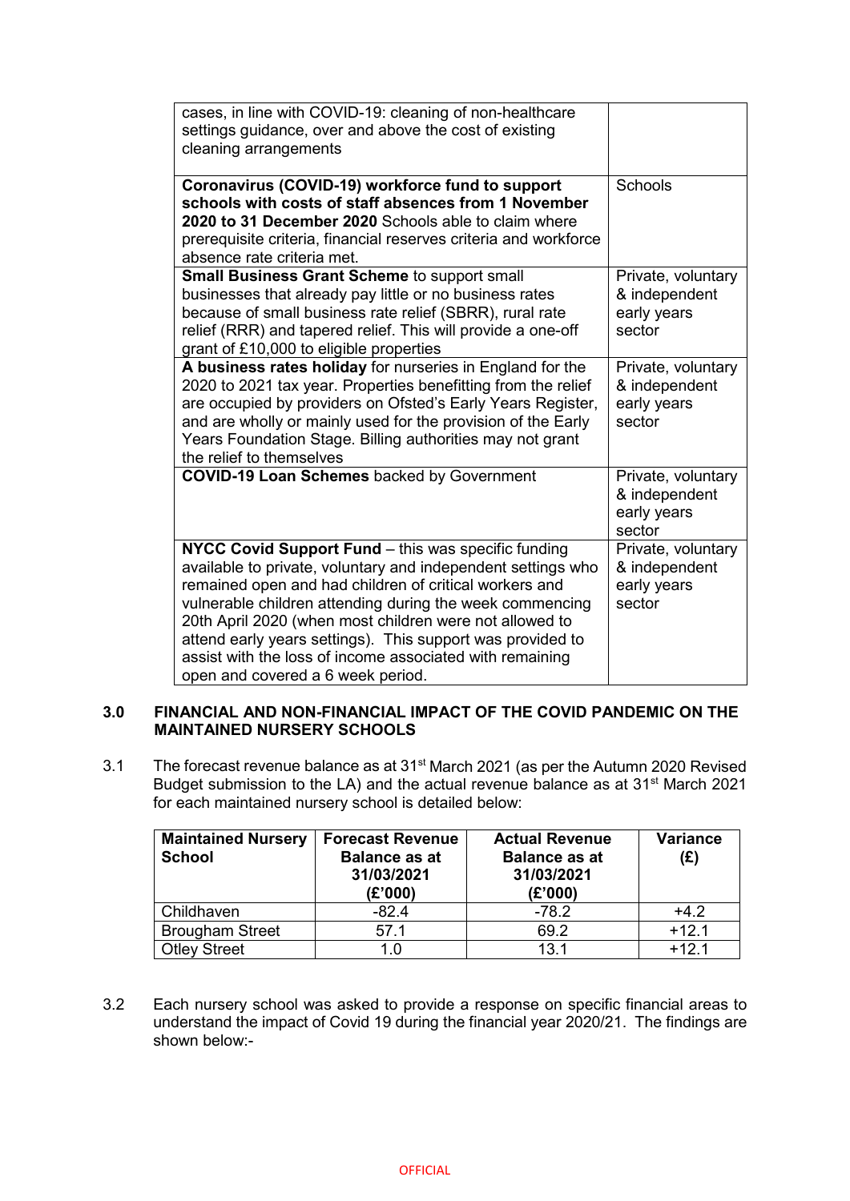| | |
|---|---|
| cases, in line with COVID-19: cleaning of non-healthcare settings guidance, over and above the cost of existing cleaning arrangements | |
| **Coronavirus (COVID-19) workforce fund to support schools with costs of staff absences from 1 November 2020 to 31 December 2020** Schools able to claim where prerequisite criteria, financial reserves criteria and workforce absence rate criteria met. | Schools |
| **Small Business Grant Scheme** to support small businesses that already pay little or no business rates because of small business rate relief (SBRR), rural rate relief (RRR) and tapered relief. This will provide a one-off grant of £10,000 to eligible properties | Private, voluntary & independent early years sector |
| **A business rates holiday** for nurseries in England for the 2020 to 2021 tax year. Properties benefitting from the relief are occupied by providers on Ofsted's Early Years Register, and are wholly or mainly used for the provision of the Early Years Foundation Stage. Billing authorities may not grant the relief to themselves | Private, voluntary & independent early years sector |
| **COVID-19 Loan Schemes** backed by Government | Private, voluntary & independent early years sector |
| **NYCC Covid Support Fund** – this was specific funding available to private, voluntary and independent settings who remained open and had children of critical workers and vulnerable children attending during the week commencing 20th April 2020 (when most children were not allowed to attend early years settings). This support was provided to assist with the loss of income associated with remaining open and covered a 6 week period. | Private, voluntary & independent early years sector |

## 3.0 FINANCIAL AND NON-FINANCIAL IMPACT OF THE COVID PANDEMIC ON THE MAINTAINED NURSERY SCHOOLS

3.1 The forecast revenue balance as at 31st March 2021 (as per the Autumn 2020 Revised Budget submission to the LA) and the actual revenue balance as at 31st March 2021 for each maintained nursery school is detailed below:

| Maintained Nursery School | Forecast Revenue Balance as at 31/03/2021 (£'000) | Actual Revenue Balance as at 31/03/2021 (£'000) | Variance (£) |
|---|---|---|---|
| Childhaven | -82.4 | -78.2 | +4.2 |
| Brougham Street | 57.1 | 69.2 | +12.1 |
| Otley Street | 1.0 | 13.1 | +12.1 |

3.2 Each nursery school was asked to provide a response on specific financial areas to understand the impact of Covid 19 during the financial year 2020/21. The findings are shown below:-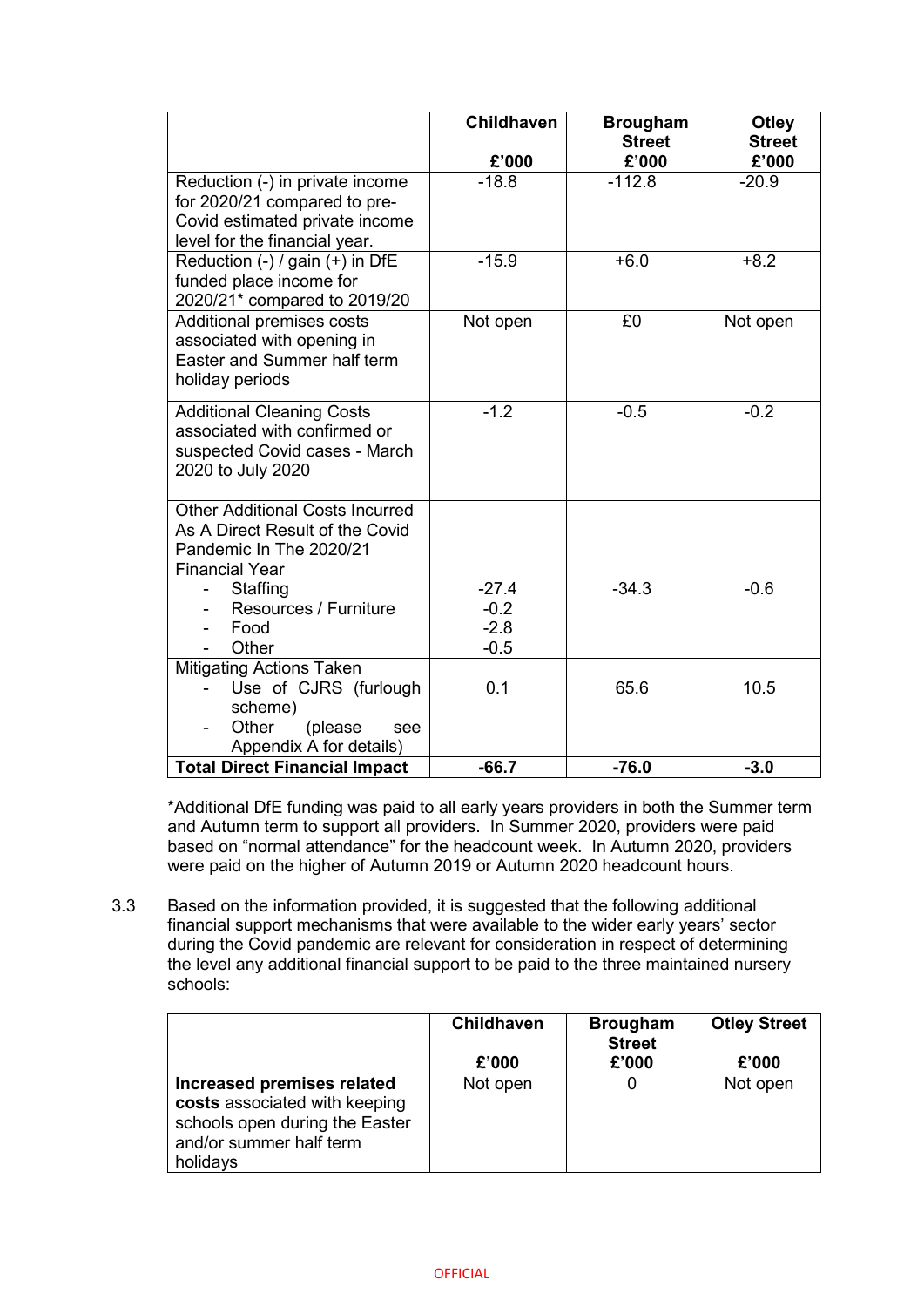| | Childhaven £'000 | Brougham Street £'000 | Otley Street £'000 |
|---|---|---|---|
| Reduction (-) in private income for 2020/21 compared to pre-Covid estimated private income level for the financial year. | -18.8 | -112.8 | -20.9 |
| Reduction (-) / gain (+) in DfE funded place income for 2020/21* compared to 2019/20 | -15.9 | +6.0 | +8.2 |
| Additional premises costs associated with opening in Easter and Summer half term holiday periods | Not open | £0 | Not open |
| Additional Cleaning Costs associated with confirmed or suspected Covid cases - March 2020 to July 2020 | -1.2 | -0.5 | -0.2 |
| Other Additional Costs Incurred As A Direct Result of the Covid Pandemic In The 2020/21 Financial Year<br>- Staffing<br>- Resources / Furniture<br>- Food<br>- Other | <br><br><br><br>-27.4<br>-0.2<br>-2.8<br>-0.5 | <br><br><br><br>-34.3 | <br><br><br><br>-0.6 |
| Mitigating Actions Taken<br>- Use of CJRS (furlough scheme)<br>- Other (please see Appendix A for details) | <br>0.1 | <br>65.6 | <br>10.5 |
| **Total Direct Financial Impact** | **-66.7** | **-76.0** | **-3.0** |

*Additional DfE funding was paid to all early years providers in both the Summer term and Autumn term to support all providers. In Summer 2020, providers were paid based on "normal attendance" for the headcount week. In Autumn 2020, providers were paid on the higher of Autumn 2019 or Autumn 2020 headcount hours.

3.3 Based on the information provided, it is suggested that the following additional financial support mechanisms that were available to the wider early years' sector during the Covid pandemic are relevant for consideration in respect of determining the level any additional financial support to be paid to the three maintained nursery schools:

| | Childhaven £'000 | Brougham Street £'000 | Otley Street £'000 |
|---|---|---|---|
| **Increased premises related costs** associated with keeping schools open during the Easter and/or summer half term holidays | Not open | 0 | Not open |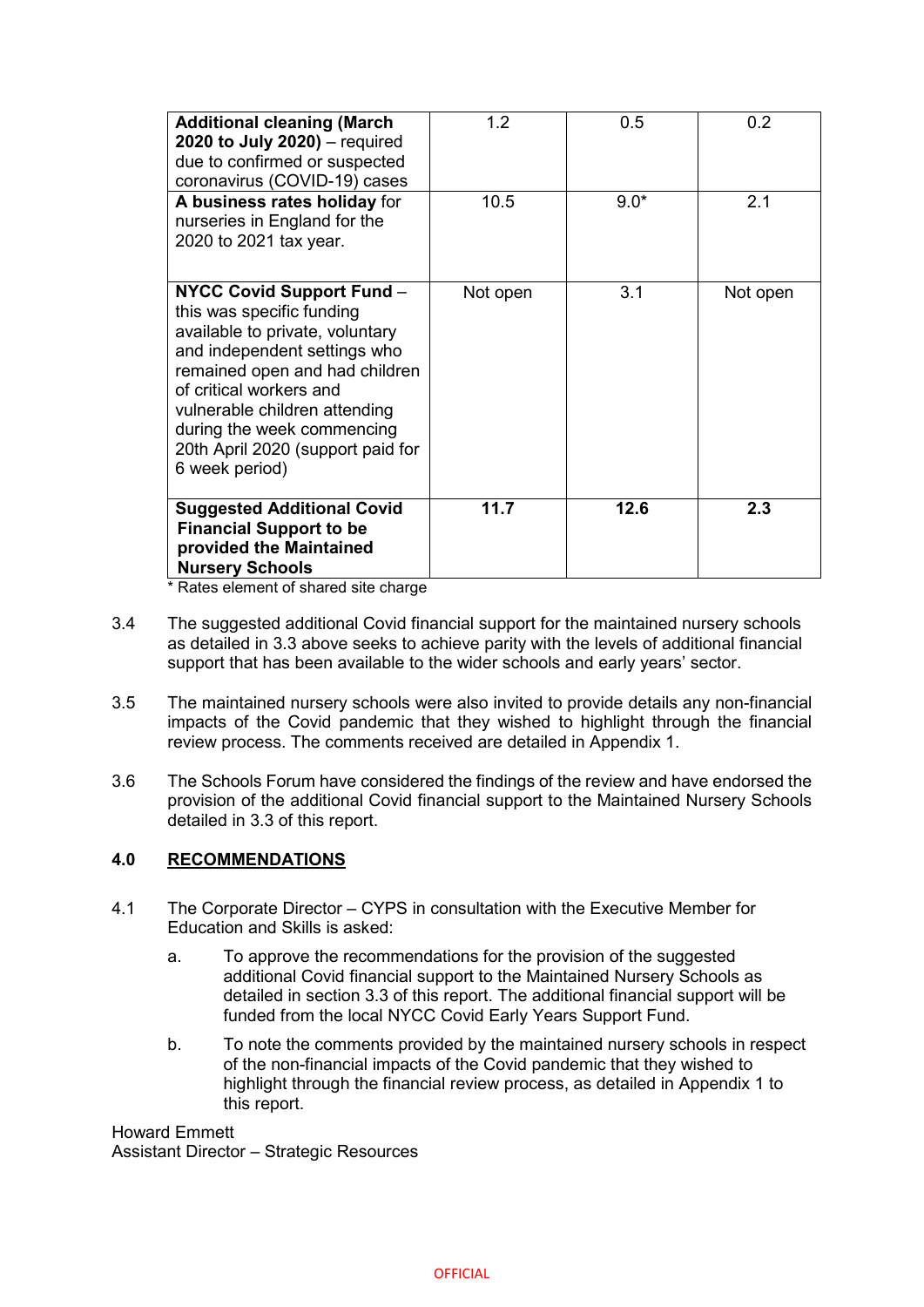| | | | |
|---|---|---|---|
| **Additional cleaning (March 2020 to July 2020)** – required due to confirmed or suspected coronavirus (COVID-19) cases | 1.2 | 0.5 | 0.2 |
| **A business rates holiday** for nurseries in England for the 2020 to 2021 tax year. | 10.5 | 9.0* | 2.1 |
| **NYCC Covid Support Fund** – this was specific funding available to private, voluntary and independent settings who remained open and had children of critical workers and vulnerable children attending during the week commencing 20th April 2020 (support paid for 6 week period) | Not open | 3.1 | Not open |
| **Suggested Additional Covid Financial Support to be provided the Maintained Nursery Schools** | **11.7** | **12.6** | **2.3** |

\* Rates element of shared site charge

3.4 The suggested additional Covid financial support for the maintained nursery schools as detailed in 3.3 above seeks to achieve parity with the levels of additional financial support that has been available to the wider schools and early years' sector.

3.5 The maintained nursery schools were also invited to provide details any non-financial impacts of the Covid pandemic that they wished to highlight through the financial review process. The comments received are detailed in Appendix 1.

3.6 The Schools Forum have considered the findings of the review and have endorsed the provision of the additional Covid financial support to the Maintained Nursery Schools detailed in 3.3 of this report.

## 4.0 RECOMMENDATIONS

4.1 The Corporate Director – CYPS in consultation with the Executive Member for Education and Skills is asked:

a. To approve the recommendations for the provision of the suggested additional Covid financial support to the Maintained Nursery Schools as detailed in section 3.3 of this report. The additional financial support will be funded from the local NYCC Covid Early Years Support Fund.

b. To note the comments provided by the maintained nursery schools in respect of the non-financial impacts of the Covid pandemic that they wished to highlight through the financial review process, as detailed in Appendix 1 to this report.

Howard Emmett
Assistant Director – Strategic Resources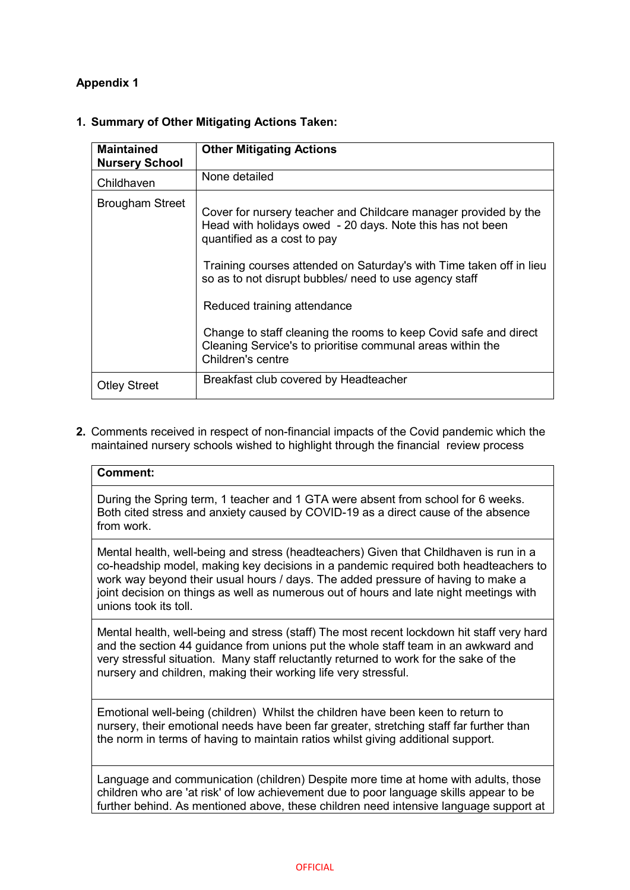**Appendix 1**

1. **Summary of Other Mitigating Actions Taken:**

| Maintained Nursery School | Other Mitigating Actions |
|---|---|
| Childhaven | None detailed |
| Brougham Street | Cover for nursery teacher and Childcare manager provided by the Head with holidays owed - 20 days. Note this has not been quantified as a cost to pay<br><br>Training courses attended on Saturday's with Time taken off in lieu so as to not disrupt bubbles/ need to use agency staff<br><br>Reduced training attendance<br><br>Change to staff cleaning the rooms to keep Covid safe and direct Cleaning Service's to prioritise communal areas within the Children's centre |
| Otley Street | Breakfast club covered by Headteacher |

2. Comments received in respect of non-financial impacts of the Covid pandemic which the maintained nursery schools wished to highlight through the financial review process

| Comment: |
|---|
| During the Spring term, 1 teacher and 1 GTA were absent from school for 6 weeks. Both cited stress and anxiety caused by COVID-19 as a direct cause of the absence from work. |
| Mental health, well-being and stress (headteachers) Given that Childhaven is run in a co-headship model, making key decisions in a pandemic required both headteachers to work way beyond their usual hours / days. The added pressure of having to make a joint decision on things as well as numerous out of hours and late night meetings with unions took its toll. |
| Mental health, well-being and stress (staff) The most recent lockdown hit staff very hard and the section 44 guidance from unions put the whole staff team in an awkward and very stressful situation. Many staff reluctantly returned to work for the sake of the nursery and children, making their working life very stressful. |
| Emotional well-being (children) Whilst the children have been keen to return to nursery, their emotional needs have been far greater, stretching staff far further than the norm in terms of having to maintain ratios whilst giving additional support. |
| Language and communication (children) Despite more time at home with adults, those children who are 'at risk' of low achievement due to poor language skills appear to be further behind. As mentioned above, these children need intensive language support at |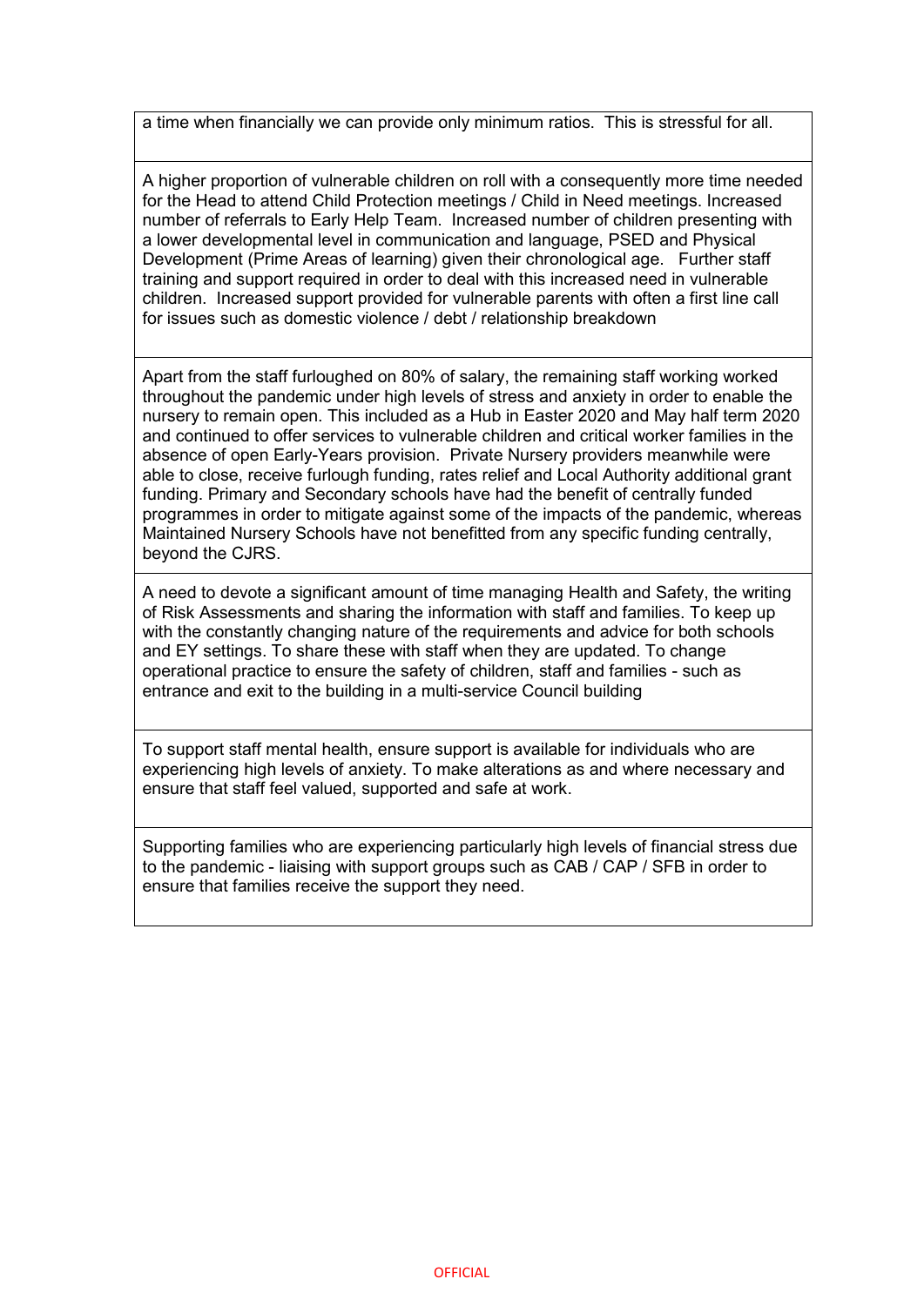| |
|---|
| a time when financially we can provide only minimum ratios. This is stressful for all. |
| A higher proportion of vulnerable children on roll with a consequently more time needed for the Head to attend Child Protection meetings / Child in Need meetings. Increased number of referrals to Early Help Team. Increased number of children presenting with a lower developmental level in communication and language, PSED and Physical Development (Prime Areas of learning) given their chronological age. Further staff training and support required in order to deal with this increased need in vulnerable children. Increased support provided for vulnerable parents with often a first line call for issues such as domestic violence / debt / relationship breakdown |
| Apart from the staff furloughed on 80% of salary, the remaining staff working worked throughout the pandemic under high levels of stress and anxiety in order to enable the nursery to remain open. This included as a Hub in Easter 2020 and May half term 2020 and continued to offer services to vulnerable children and critical worker families in the absence of open Early-Years provision. Private Nursery providers meanwhile were able to close, receive furlough funding, rates relief and Local Authority additional grant funding. Primary and Secondary schools have had the benefit of centrally funded programmes in order to mitigate against some of the impacts of the pandemic, whereas Maintained Nursery Schools have not benefitted from any specific funding centrally, beyond the CJRS. |
| A need to devote a significant amount of time managing Health and Safety, the writing of Risk Assessments and sharing the information with staff and families. To keep up with the constantly changing nature of the requirements and advice for both schools and EY settings. To share these with staff when they are updated. To change operational practice to ensure the safety of children, staff and families - such as entrance and exit to the building in a multi-service Council building |
| To support staff mental health, ensure support is available for individuals who are experiencing high levels of anxiety. To make alterations as and where necessary and ensure that staff feel valued, supported and safe at work. |
| Supporting families who are experiencing particularly high levels of financial stress due to the pandemic - liaising with support groups such as CAB / CAP / SFB in order to ensure that families receive the support they need. |